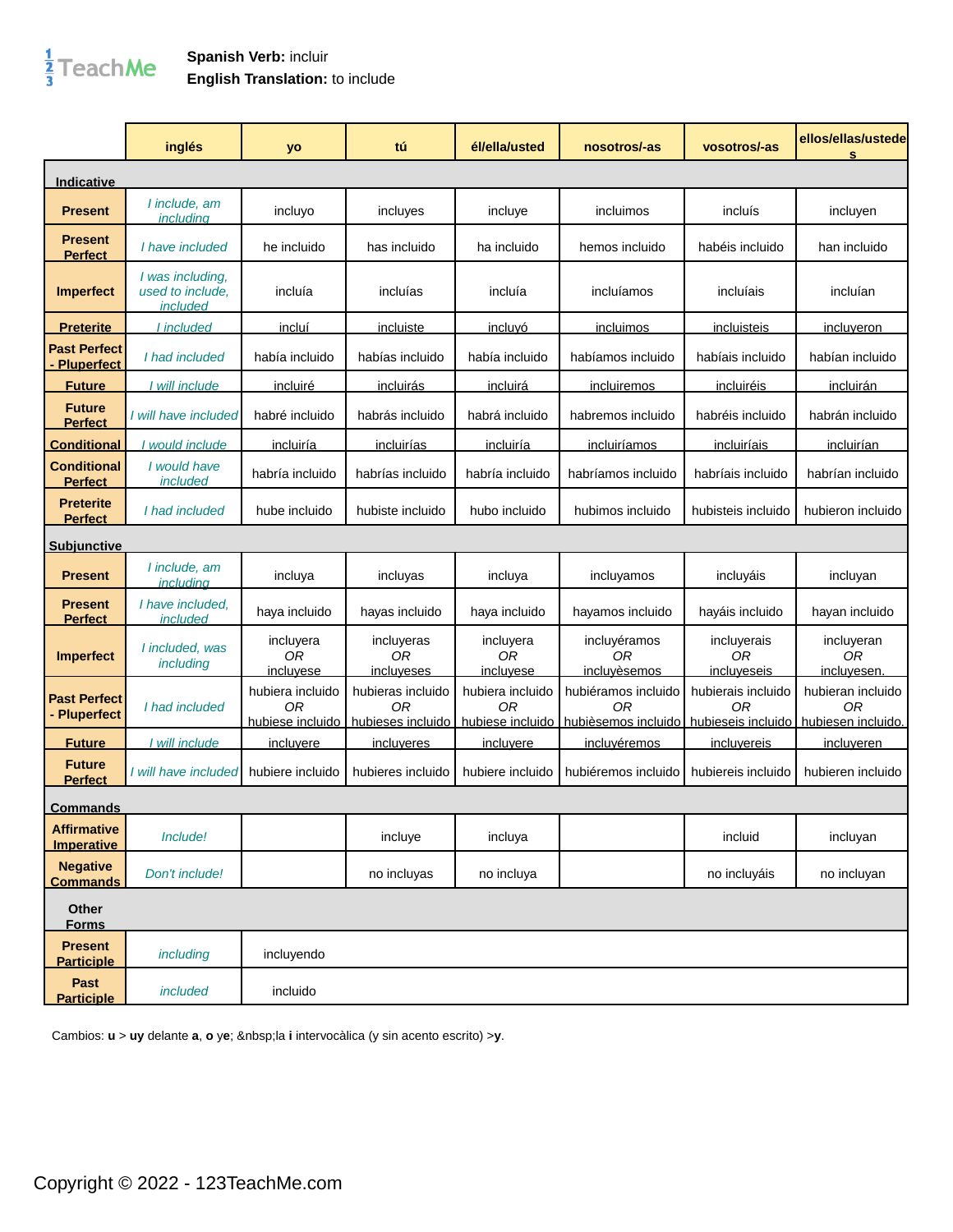**Spanish Verb:** incluir
**English Translation:** to include

| | inglés | yo | tú | él/ella/usted | nosotros/-as | vosotros/-as | ellos/ellas/ustedes |
|---|---|---|---|---|---|---|---|
| **Indicative** | | | | | | | |
| **Present** | *I include, am including* | incluyo | incluyes | incluye | incluimos | incluís | incluyen |
| **Present Perfect** | *I have included* | he incluido | has incluido | ha incluido | hemos incluido | habéis incluido | han incluido |
| **Imperfect** | *I was including, used to include, included* | incluía | incluías | incluía | incluíamos | incluíais | incluían |
| **Preterite** | *I included* | incluí | incluiste | incluyó | incluimos | incluisteis | incluyeron |
| **Past Perfect - Pluperfect** | *I had included* | había incluido | habías incluido | había incluido | habíamos incluido | habíais incluido | habían incluido |
| **Future** | *I will include* | incluiré | incluirás | incluirá | incluiremos | incluiréis | incluirán |
| **Future Perfect** | *I will have included* | habré incluido | habrás incluido | habrá incluido | habremos incluido | habréis incluido | habrán incluido |
| **Conditional** | *I would include* | incluiría | incluirías | incluiría | incluiríamos | incluiríais | incluirían |
| **Conditional Perfect** | *I would have included* | habría incluido | habrías incluido | habría incluido | habríamos incluido | habríais incluido | habrían incluido |
| **Preterite Perfect** | *I had included* | hube incluido | hubiste incluido | hubo incluido | hubimos incluido | hubisteis incluido | hubieron incluido |
| **Subjunctive** | | | | | | | |
| **Present** | *I include, am including* | incluya | incluyas | incluya | incluyamos | incluyáis | incluyan |
| **Present Perfect** | *I have included, included* | haya incluido | hayas incluido | haya incluido | hayamos incluido | hayáis incluido | hayan incluido |
| **Imperfect** | *I included, was including* | incluyera *OR* incluyese | incluyeras *OR* incluyeses | incluyera *OR* incluyese | incluyéramos *OR* incluyèsemos | incluyerais *OR* incluyeseis | incluyeran *OR* incluyesen. |
| **Past Perfect - Pluperfect** | *I had included* | hubiera incluido *OR* hubiese incluido | hubieras incluido *OR* hubieses incluido | hubiera incluido *OR* hubiese incluido | hubiéramos incluido *OR* hubièsemos incluido | hubierais incluido *OR* hubieseis incluido | hubieran incluido *OR* hubiesen incluido. |
| **Future** | *I will include* | incluyere | incluyeres | incluyere | incluyéremos | incluyereis | incluyeren |
| **Future Perfect** | *I will have included* | hubiere incluido | hubieres incluido | hubiere incluido | hubiéremos incluido | hubiereis incluido | hubieren incluido |
| **Commands** | | | | | | | |
| **Affirmative Imperative** | *Include!* | | incluye | incluya | | incluid | incluyan |
| **Negative Commands** | *Don't include!* | | no incluyas | no incluya | | no incluyáis | no incluyan |
| **Other Forms** | | | | | | | |
| **Present Participle** | *including* | incluyendo | | | | | |
| **Past Participle** | *included* | incluido | | | | | |

Cambios: **u** > **uy** delante **a**, **o** ye; &nbsp;la **i** intervocàlica (y sin acento escrito) >**y**.

Copyright © 2022 - 123TeachMe.com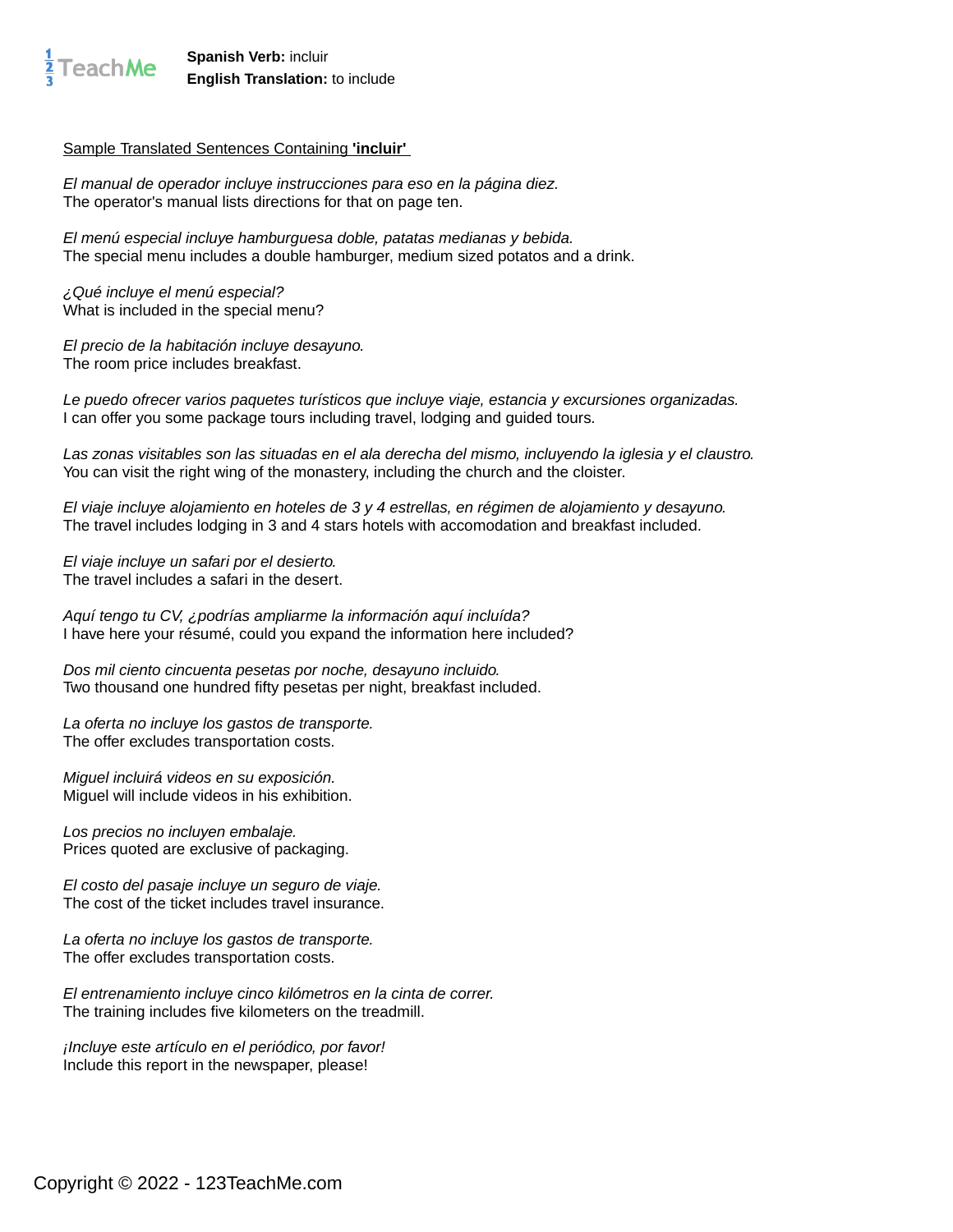**Spanish Verb:** incluir
**English Translation:** to include

**Sample Translated Sentences Containing 'incluir'**

*El manual de operador incluye instrucciones para eso en la página diez.*
The operator's manual lists directions for that on page ten.

*El menú especial incluye hamburguesa doble, patatas medianas y bebida.*
The special menu includes a double hamburger, medium sized potatoes and a drink.

*¿Qué incluye el menú especial?*
What is included in the special menu?

*El precio de la habitación incluye desayuno.*
The room price includes breakfast.

*Le puedo ofrecer varios paquetes turísticos que incluye viaje, estancia y excursiones organizadas.*
I can offer you some package tours including travel, lodging and guided tours.

*Las zonas visitables son las situadas en el ala derecha del mismo, incluyendo la iglesia y el claustro.*
You can visit the right wing of the monastery, including the church and the cloister.

*El viaje incluye alojamiento en hoteles de 3 y 4 estrellas, en régimen de alojamiento y desayuno.*
The travel includes lodging in 3 and 4 stars hotels with accomodation and breakfast included.

*El viaje incluye un safari por el desierto.*
The travel includes a safari in the desert.

*Aquí tengo tu CV, ¿podrías ampliarme la información aquí incluída?*
I have here your résumé, could you expand the information here included?

*Dos mil ciento cincuenta pesetas por noche, desayuno incluido.*
Two thousand one hundred fifty pesetas per night, breakfast included.

*La oferta no incluye los gastos de transporte.*
The offer excludes transportation costs.

*Miguel incluirá videos en su exposición.*
Miguel will include videos in his exhibition.

*Los precios no incluyen embalaje.*
Prices quoted are exclusive of packaging.

*El costo del pasaje incluye un seguro de viaje.*
The cost of the ticket includes travel insurance.

*La oferta no incluye los gastos de transporte.*
The offer excludes transportation costs.

*El entrenamiento incluye cinco kilómetros en la cinta de correr.*
The training includes five kilometers on the treadmill.

*¡Incluye este artículo en el periódico, por favor!*
Include this report in the newspaper, please!